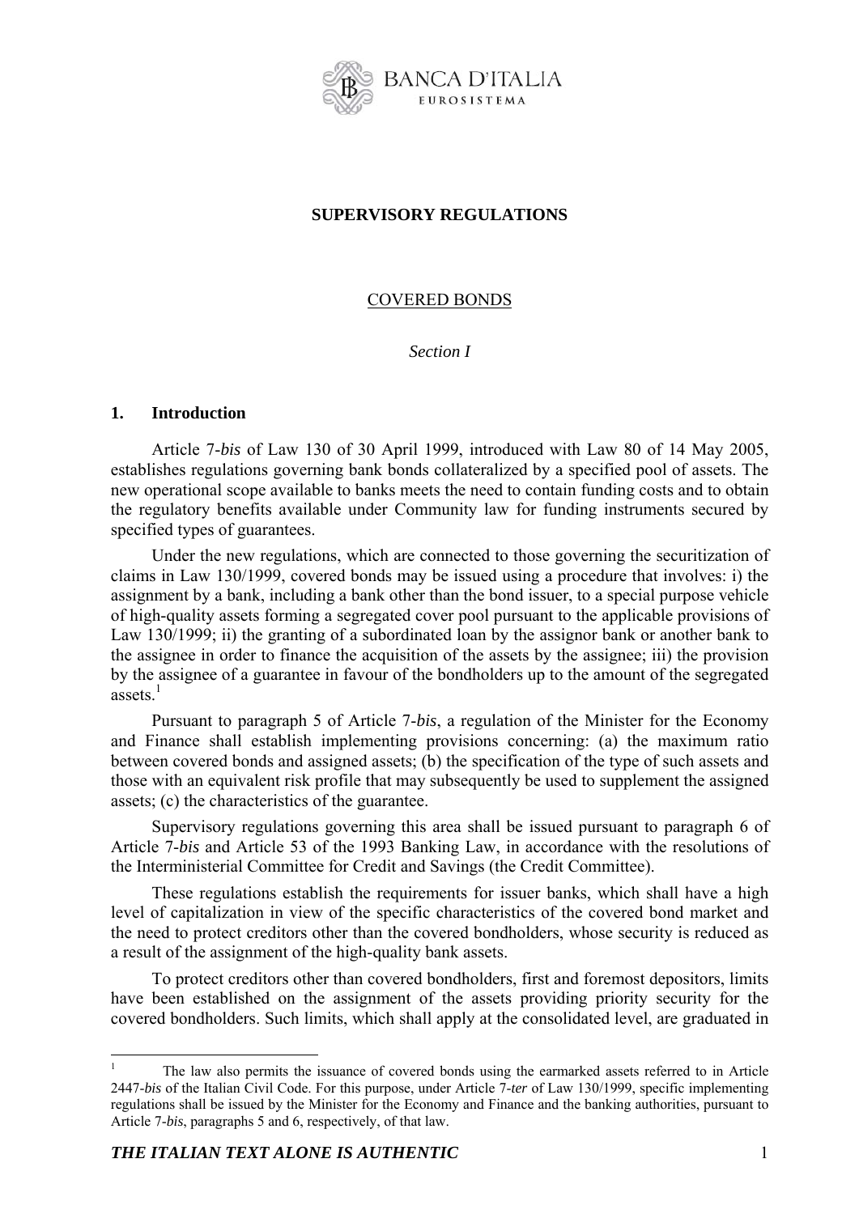**SUPERVISORY REGULATIONS**

COVERED BONDS

*Section I*

## 1. Introduction

Article 7-*bis* of Law 130 of 30 April 1999, introduced with Law 80 of 14 May 2005, establishes regulations governing bank bonds collateralized by a specified pool of assets. The new operational scope available to banks meets the need to contain funding costs and to obtain the regulatory benefits available under Community law for funding instruments secured by specified types of guarantees.

Under the new regulations, which are connected to those governing the securitization of claims in Law 130/1999, covered bonds may be issued using a procedure that involves: i) the assignment by a bank, including a bank other than the bond issuer, to a special purpose vehicle of high-quality assets forming a segregated cover pool pursuant to the applicable provisions of Law 130/1999; ii) the granting of a subordinated loan by the assignor bank or another bank to the assignee in order to finance the acquisition of the assets by the assignee; iii) the provision by the assignee of a guarantee in favour of the bondholders up to the amount of the segregated assets.[1]

Pursuant to paragraph 5 of Article 7-*bis*, a regulation of the Minister for the Economy and Finance shall establish implementing provisions concerning: (a) the maximum ratio between covered bonds and assigned assets; (b) the specification of the type of such assets and those with an equivalent risk profile that may subsequently be used to supplement the assigned assets; (c) the characteristics of the guarantee.

Supervisory regulations governing this area shall be issued pursuant to paragraph 6 of Article 7-*bis* and Article 53 of the 1993 Banking Law, in accordance with the resolutions of the Interministerial Committee for Credit and Savings (the Credit Committee).

These regulations establish the requirements for issuer banks, which shall have a high level of capitalization in view of the specific characteristics of the covered bond market and the need to protect creditors other than the covered bondholders, whose security is reduced as a result of the assignment of the high-quality bank assets.

To protect creditors other than covered bondholders, first and foremost depositors, limits have been established on the assignment of the assets providing priority security for the covered bondholders. Such limits, which shall apply at the consolidated level, are graduated in

---

[1] The law also permits the issuance of covered bonds using the earmarked assets referred to in Article 2447-*bis* of the Italian Civil Code. For this purpose, under Article 7-*ter* of Law 130/1999, specific implementing regulations shall be issued by the Minister for the Economy and Finance and the banking authorities, pursuant to Article 7-*bis*, paragraphs 5 and 6, respectively, of that law.

***THE ITALIAN TEXT ALONE IS AUTHENTIC***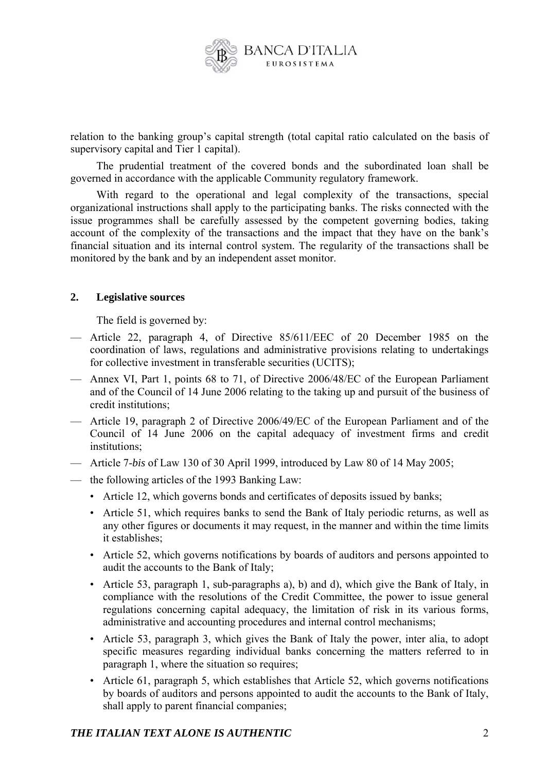relation to the banking group's capital strength (total capital ratio calculated on the basis of supervisory capital and Tier 1 capital).

The prudential treatment of the covered bonds and the subordinated loan shall be governed in accordance with the applicable Community regulatory framework.

With regard to the operational and legal complexity of the transactions, special organizational instructions shall apply to the participating banks. The risks connected with the issue programmes shall be carefully assessed by the competent governing bodies, taking account of the complexity of the transactions and the impact that they have on the bank's financial situation and its internal control system. The regularity of the transactions shall be monitored by the bank and by an independent asset monitor.

## 2. Legislative sources

The field is governed by:

- Article 22, paragraph 4, of Directive 85/611/EEC of 20 December 1985 on the coordination of laws, regulations and administrative provisions relating to undertakings for collective investment in transferable securities (UCITS);
- Annex VI, Part 1, points 68 to 71, of Directive 2006/48/EC of the European Parliament and of the Council of 14 June 2006 relating to the taking up and pursuit of the business of credit institutions;
- Article 19, paragraph 2 of Directive 2006/49/EC of the European Parliament and of the Council of 14 June 2006 on the capital adequacy of investment firms and credit institutions;
- Article 7-*bis* of Law 130 of 30 April 1999, introduced by Law 80 of 14 May 2005;
- the following articles of the 1993 Banking Law:
  - Article 12, which governs bonds and certificates of deposits issued by banks;
  - Article 51, which requires banks to send the Bank of Italy periodic returns, as well as any other figures or documents it may request, in the manner and within the time limits it establishes;
  - Article 52, which governs notifications by boards of auditors and persons appointed to audit the accounts to the Bank of Italy;
  - Article 53, paragraph 1, sub-paragraphs a), b) and d), which give the Bank of Italy, in compliance with the resolutions of the Credit Committee, the power to issue general regulations concerning capital adequacy, the limitation of risk in its various forms, administrative and accounting procedures and internal control mechanisms;
  - Article 53, paragraph 3, which gives the Bank of Italy the power, inter alia, to adopt specific measures regarding individual banks concerning the matters referred to in paragraph 1, where the situation so requires;
  - Article 61, paragraph 5, which establishes that Article 52, which governs notifications by boards of auditors and persons appointed to audit the accounts to the Bank of Italy, shall apply to parent financial companies;

***THE ITALIAN TEXT ALONE IS AUTHENTIC***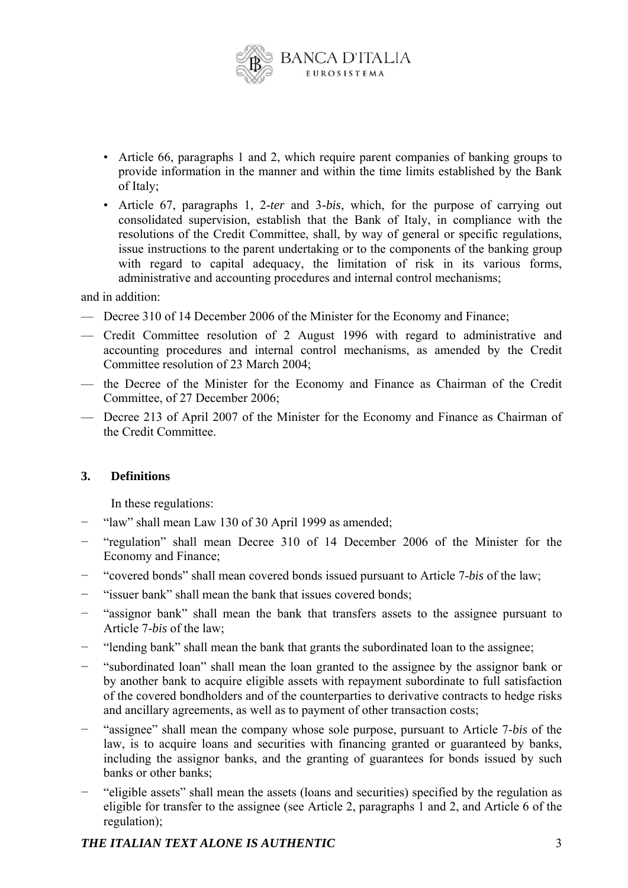- Article 66, paragraphs 1 and 2, which require parent companies of banking groups to provide information in the manner and within the time limits established by the Bank of Italy;
- Article 67, paragraphs 1, 2-*ter* and 3-*bis*, which, for the purpose of carrying out consolidated supervision, establish that the Bank of Italy, in compliance with the resolutions of the Credit Committee, shall, by way of general or specific regulations, issue instructions to the parent undertaking or to the components of the banking group with regard to capital adequacy, the limitation of risk in its various forms, administrative and accounting procedures and internal control mechanisms;

and in addition:

- Decree 310 of 14 December 2006 of the Minister for the Economy and Finance;
- Credit Committee resolution of 2 August 1996 with regard to administrative and accounting procedures and internal control mechanisms, as amended by the Credit Committee resolution of 23 March 2004;
- the Decree of the Minister for the Economy and Finance as Chairman of the Credit Committee, of 27 December 2006;
- Decree 213 of April 2007 of the Minister for the Economy and Finance as Chairman of the Credit Committee.

## 3. Definitions

In these regulations:

- "law" shall mean Law 130 of 30 April 1999 as amended;
- "regulation" shall mean Decree 310 of 14 December 2006 of the Minister for the Economy and Finance;
- "covered bonds" shall mean covered bonds issued pursuant to Article 7-*bis* of the law;
- "issuer bank" shall mean the bank that issues covered bonds;
- "assignor bank" shall mean the bank that transfers assets to the assignee pursuant to Article 7-*bis* of the law;
- "lending bank" shall mean the bank that grants the subordinated loan to the assignee;
- "subordinated loan" shall mean the loan granted to the assignee by the assignor bank or by another bank to acquire eligible assets with repayment subordinate to full satisfaction of the covered bondholders and of the counterparties to derivative contracts to hedge risks and ancillary agreements, as well as to payment of other transaction costs;
- "assignee" shall mean the company whose sole purpose, pursuant to Article 7-*bis* of the law, is to acquire loans and securities with financing granted or guaranteed by banks, including the assignor banks, and the granting of guarantees for bonds issued by such banks or other banks;
- "eligible assets" shall mean the assets (loans and securities) specified by the regulation as eligible for transfer to the assignee (see Article 2, paragraphs 1 and 2, and Article 6 of the regulation);

***THE ITALIAN TEXT ALONE IS AUTHENTIC***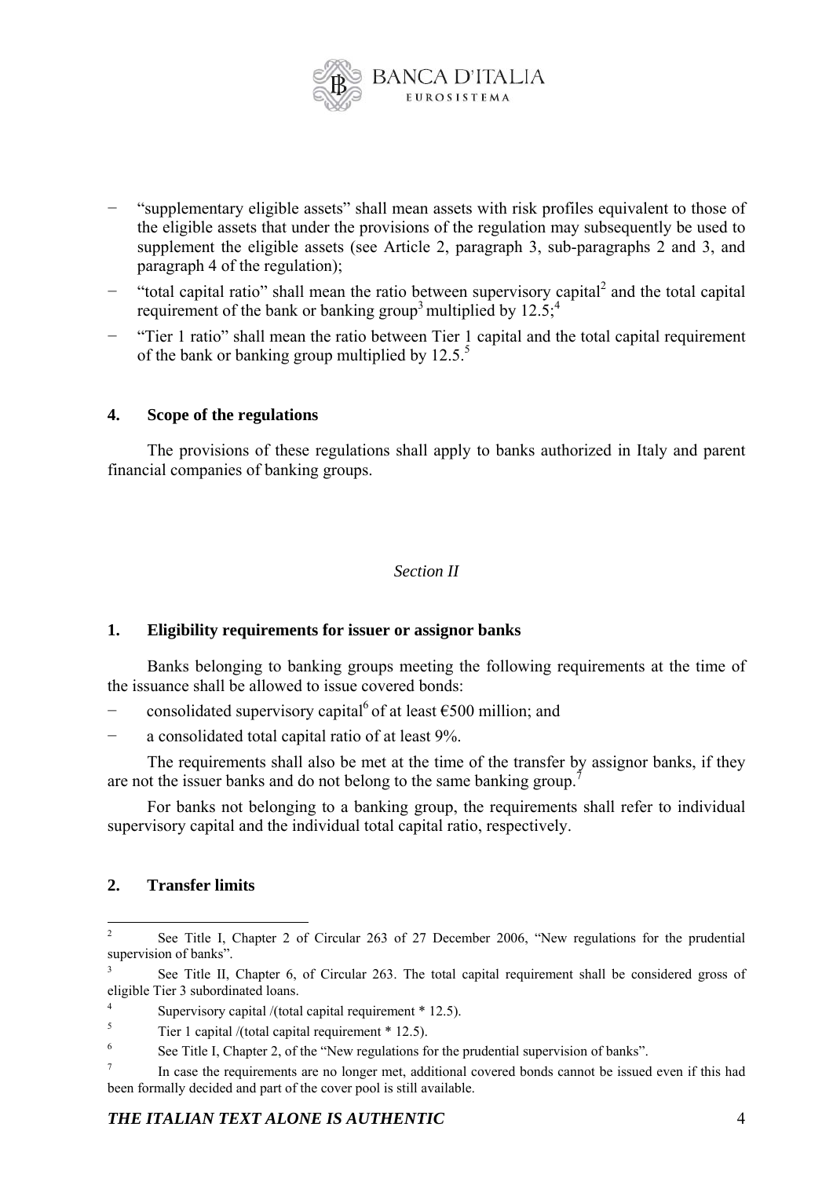- "supplementary eligible assets" shall mean assets with risk profiles equivalent to those of the eligible assets that under the provisions of the regulation may subsequently be used to supplement the eligible assets (see Article 2, paragraph 3, sub-paragraphs 2 and 3, and paragraph 4 of the regulation);
- "total capital ratio" shall mean the ratio between supervisory capital[2] and the total capital requirement of the bank or banking group[3] multiplied by 12.5;[4]
- "Tier 1 ratio" shall mean the ratio between Tier 1 capital and the total capital requirement of the bank or banking group multiplied by 12.5.[5]

## 4. Scope of the regulations

The provisions of these regulations shall apply to banks authorized in Italy and parent financial companies of banking groups.

*Section II*

## 1. Eligibility requirements for issuer or assignor banks

Banks belonging to banking groups meeting the following requirements at the time of the issuance shall be allowed to issue covered bonds:

- consolidated supervisory capital[6] of at least €500 million; and
- a consolidated total capital ratio of at least 9%.

The requirements shall also be met at the time of the transfer by assignor banks, if they are not the issuer banks and do not belong to the same banking group.[7]

For banks not belonging to a banking group, the requirements shall refer to individual supervisory capital and the individual total capital ratio, respectively.

## 2. Transfer limits

---

[2] See Title I, Chapter 2 of Circular 263 of 27 December 2006, "New regulations for the prudential supervision of banks".

[3] See Title II, Chapter 6, of Circular 263. The total capital requirement shall be considered gross of eligible Tier 3 subordinated loans.

[4] Supervisory capital /(total capital requirement * 12.5).

[5] Tier 1 capital /(total capital requirement * 12.5).

[6] See Title I, Chapter 2, of the "New regulations for the prudential supervision of banks".

[7] In case the requirements are no longer met, additional covered bonds cannot be issued even if this had been formally decided and part of the cover pool is still available.

***THE ITALIAN TEXT ALONE IS AUTHENTIC***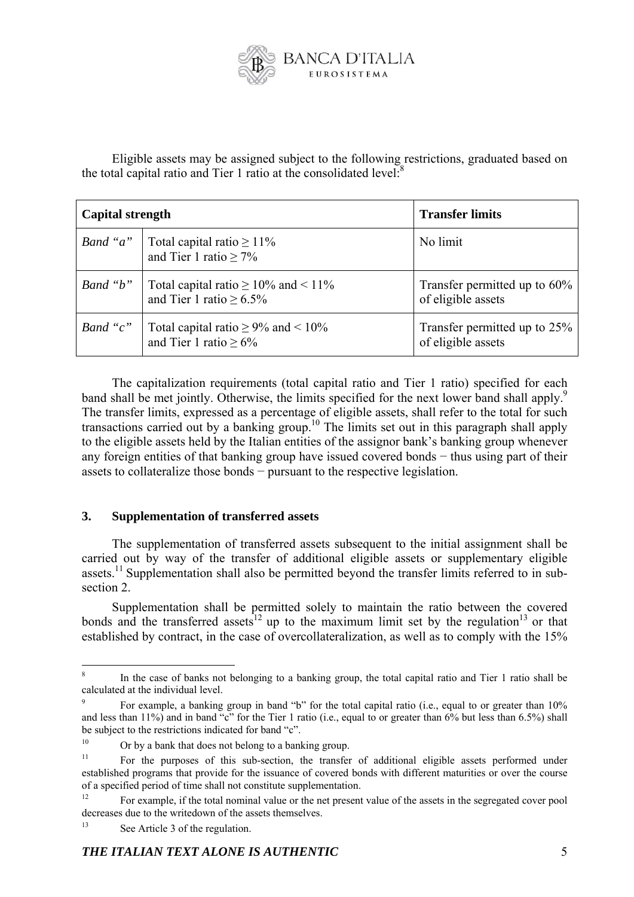Eligible assets may be assigned subject to the following restrictions, graduated based on the total capital ratio and Tier 1 ratio at the consolidated level:[8]

| **Capital strength** | | **Transfer limits** |
|---|---|---|
| *Band "a"* | Total capital ratio ≥ 11% and Tier 1 ratio ≥ 7% | No limit |
| *Band "b"* | Total capital ratio ≥ 10% and < 11% and Tier 1 ratio ≥ 6.5% | Transfer permitted up to 60% of eligible assets |
| *Band "c"* | Total capital ratio ≥ 9% and < 10% and Tier 1 ratio ≥ 6% | Transfer permitted up to 25% of eligible assets |

The capitalization requirements (total capital ratio and Tier 1 ratio) specified for each band shall be met jointly. Otherwise, the limits specified for the next lower band shall apply.[9] The transfer limits, expressed as a percentage of eligible assets, shall refer to the total for such transactions carried out by a banking group.[10] The limits set out in this paragraph shall apply to the eligible assets held by the Italian entities of the assignor bank's banking group whenever any foreign entities of that banking group have issued covered bonds − thus using part of their assets to collateralize those bonds − pursuant to the respective legislation.

## 3. Supplementation of transferred assets

The supplementation of transferred assets subsequent to the initial assignment shall be carried out by way of the transfer of additional eligible assets or supplementary eligible assets.[11] Supplementation shall also be permitted beyond the transfer limits referred to in sub-section 2.

Supplementation shall be permitted solely to maintain the ratio between the covered bonds and the transferred assets[12] up to the maximum limit set by the regulation[13] or that established by contract, in the case of overcollateralization, as well as to comply with the 15%

---

[8] In the case of banks not belonging to a banking group, the total capital ratio and Tier 1 ratio shall be calculated at the individual level.

[9] For example, a banking group in band "b" for the total capital ratio (i.e., equal to or greater than 10% and less than 11%) and in band "c" for the Tier 1 ratio (i.e., equal to or greater than 6% but less than 6.5%) shall be subject to the restrictions indicated for band "c".

[10] Or by a bank that does not belong to a banking group.

[11] For the purposes of this sub-section, the transfer of additional eligible assets performed under established programs that provide for the issuance of covered bonds with different maturities or over the course of a specified period of time shall not constitute supplementation.

[12] For example, if the total nominal value or the net present value of the assets in the segregated cover pool decreases due to the writedown of the assets themselves.

[13] See Article 3 of the regulation.

***THE ITALIAN TEXT ALONE IS AUTHENTIC***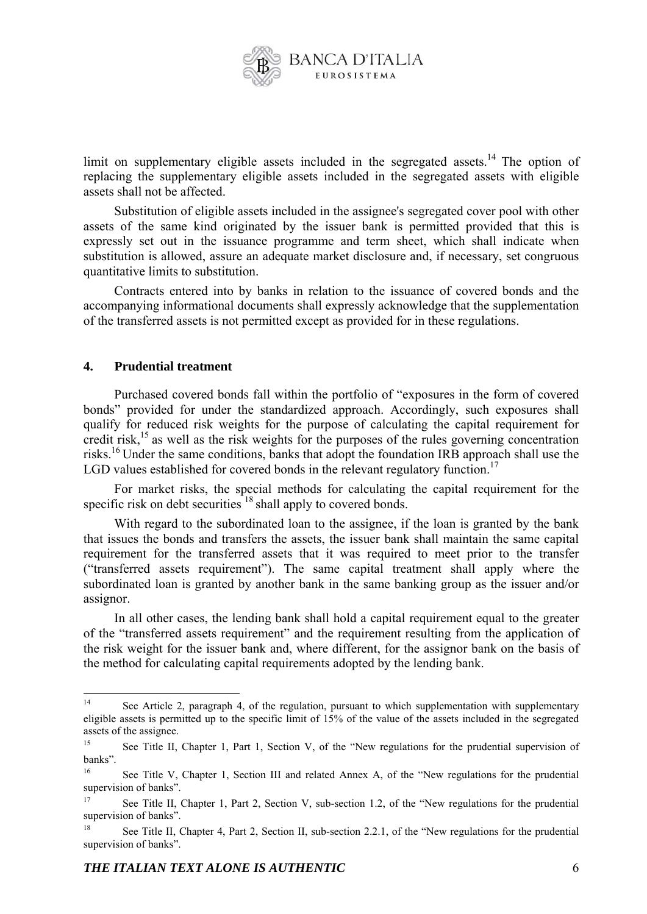limit on supplementary eligible assets included in the segregated assets.[14] The option of replacing the supplementary eligible assets included in the segregated assets with eligible assets shall not be affected.

Substitution of eligible assets included in the assignee's segregated cover pool with other assets of the same kind originated by the issuer bank is permitted provided that this is expressly set out in the issuance programme and term sheet, which shall indicate when substitution is allowed, assure an adequate market disclosure and, if necessary, set congruous quantitative limits to substitution.

Contracts entered into by banks in relation to the issuance of covered bonds and the accompanying informational documents shall expressly acknowledge that the supplementation of the transferred assets is not permitted except as provided for in these regulations.

## 4. Prudential treatment

Purchased covered bonds fall within the portfolio of "exposures in the form of covered bonds" provided for under the standardized approach. Accordingly, such exposures shall qualify for reduced risk weights for the purpose of calculating the capital requirement for credit risk,[15] as well as the risk weights for the purposes of the rules governing concentration risks.[16] Under the same conditions, banks that adopt the foundation IRB approach shall use the LGD values established for covered bonds in the relevant regulatory function.[17]

For market risks, the special methods for calculating the capital requirement for the specific risk on debt securities [18] shall apply to covered bonds.

With regard to the subordinated loan to the assignee, if the loan is granted by the bank that issues the bonds and transfers the assets, the issuer bank shall maintain the same capital requirement for the transferred assets that it was required to meet prior to the transfer ("transferred assets requirement"). The same capital treatment shall apply where the subordinated loan is granted by another bank in the same banking group as the issuer and/or assignor.

In all other cases, the lending bank shall hold a capital requirement equal to the greater of the "transferred assets requirement" and the requirement resulting from the application of the risk weight for the issuer bank and, where different, for the assignor bank on the basis of the method for calculating capital requirements adopted by the lending bank.

---

[14] See Article 2, paragraph 4, of the regulation, pursuant to which supplementation with supplementary eligible assets is permitted up to the specific limit of 15% of the value of the assets included in the segregated assets of the assignee.

[15] See Title II, Chapter 1, Part 1, Section V, of the "New regulations for the prudential supervision of banks".

[16] See Title V, Chapter 1, Section III and related Annex A, of the "New regulations for the prudential supervision of banks".

[17] See Title II, Chapter 1, Part 2, Section V, sub-section 1.2, of the "New regulations for the prudential supervision of banks".

[18] See Title II, Chapter 4, Part 2, Section II, sub-section 2.2.1, of the "New regulations for the prudential supervision of banks".

***THE ITALIAN TEXT ALONE IS AUTHENTIC***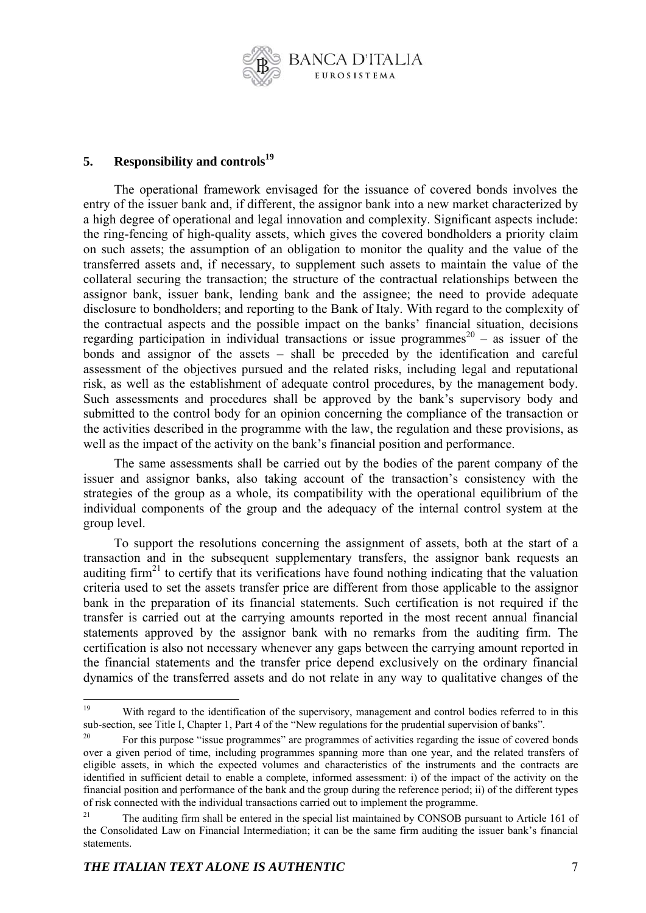## 5. Responsibility and controls[19]

The operational framework envisaged for the issuance of covered bonds involves the entry of the issuer bank and, if different, the assignor bank into a new market characterized by a high degree of operational and legal innovation and complexity. Significant aspects include: the ring-fencing of high-quality assets, which gives the covered bondholders a priority claim on such assets; the assumption of an obligation to monitor the quality and the value of the transferred assets and, if necessary, to supplement such assets to maintain the value of the collateral securing the transaction; the structure of the contractual relationships between the assignor bank, issuer bank, lending bank and the assignee; the need to provide adequate disclosure to bondholders; and reporting to the Bank of Italy. With regard to the complexity of the contractual aspects and the possible impact on the banks' financial situation, decisions regarding participation in individual transactions or issue programmes[20] – as issuer of the bonds and assignor of the assets – shall be preceded by the identification and careful assessment of the objectives pursued and the related risks, including legal and reputational risk, as well as the establishment of adequate control procedures, by the management body. Such assessments and procedures shall be approved by the bank's supervisory body and submitted to the control body for an opinion concerning the compliance of the transaction or the activities described in the programme with the law, the regulation and these provisions, as well as the impact of the activity on the bank's financial position and performance.

The same assessments shall be carried out by the bodies of the parent company of the issuer and assignor banks, also taking account of the transaction's consistency with the strategies of the group as a whole, its compatibility with the operational equilibrium of the individual components of the group and the adequacy of the internal control system at the group level.

To support the resolutions concerning the assignment of assets, both at the start of a transaction and in the subsequent supplementary transfers, the assignor bank requests an auditing firm[21] to certify that its verifications have found nothing indicating that the valuation criteria used to set the assets transfer price are different from those applicable to the assignor bank in the preparation of its financial statements. Such certification is not required if the transfer is carried out at the carrying amounts reported in the most recent annual financial statements approved by the assignor bank with no remarks from the auditing firm. The certification is also not necessary whenever any gaps between the carrying amount reported in the financial statements and the transfer price depend exclusively on the ordinary financial dynamics of the transferred assets and do not relate in any way to qualitative changes of the

---

[19] With regard to the identification of the supervisory, management and control bodies referred to in this sub-section, see Title I, Chapter 1, Part 4 of the "New regulations for the prudential supervision of banks".

[20] For this purpose "issue programmes" are programmes of activities regarding the issue of covered bonds over a given period of time, including programmes spanning more than one year, and the related transfers of eligible assets, in which the expected volumes and characteristics of the instruments and the contracts are identified in sufficient detail to enable a complete, informed assessment: i) of the impact of the activity on the financial position and performance of the bank and the group during the reference period; ii) of the different types of risk connected with the individual transactions carried out to implement the programme.

[21] The auditing firm shall be entered in the special list maintained by CONSOB pursuant to Article 161 of the Consolidated Law on Financial Intermediation; it can be the same firm auditing the issuer bank's financial statements.

***THE ITALIAN TEXT ALONE IS AUTHENTIC***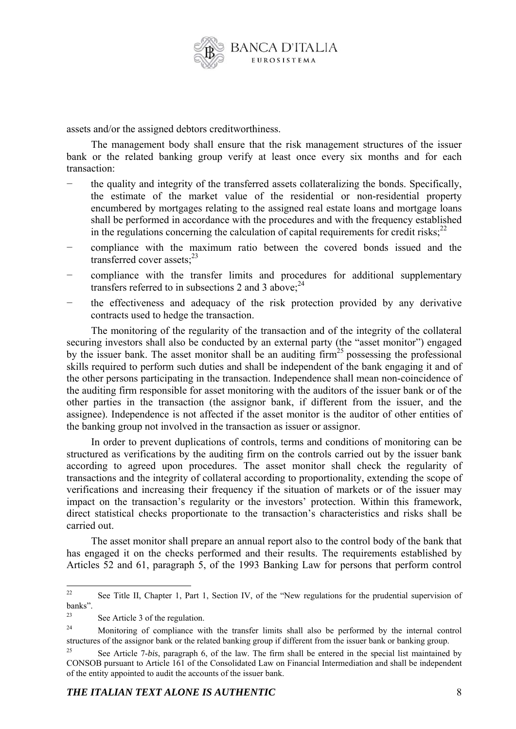assets and/or the assigned debtors creditworthiness.

The management body shall ensure that the risk management structures of the issuer bank or the related banking group verify at least once every six months and for each transaction:

− the quality and integrity of the transferred assets collateralizing the bonds. Specifically, the estimate of the market value of the residential or non-residential property encumbered by mortgages relating to the assigned real estate loans and mortgage loans shall be performed in accordance with the procedures and with the frequency established in the regulations concerning the calculation of capital requirements for credit risks;[22]
− compliance with the maximum ratio between the covered bonds issued and the transferred cover assets;[23]
− compliance with the transfer limits and procedures for additional supplementary transfers referred to in subsections 2 and 3 above;[24]
− the effectiveness and adequacy of the risk protection provided by any derivative contracts used to hedge the transaction.

The monitoring of the regularity of the transaction and of the integrity of the collateral securing investors shall also be conducted by an external party (the "asset monitor") engaged by the issuer bank. The asset monitor shall be an auditing firm[25] possessing the professional skills required to perform such duties and shall be independent of the bank engaging it and of the other persons participating in the transaction. Independence shall mean non-coincidence of the auditing firm responsible for asset monitoring with the auditors of the issuer bank or of the other parties in the transaction (the assignor bank, if different from the issuer, and the assignee). Independence is not affected if the asset monitor is the auditor of other entities of the banking group not involved in the transaction as issuer or assignor.

In order to prevent duplications of controls, terms and conditions of monitoring can be structured as verifications by the auditing firm on the controls carried out by the issuer bank according to agreed upon procedures. The asset monitor shall check the regularity of transactions and the integrity of collateral according to proportionality, extending the scope of verifications and increasing their frequency if the situation of markets or of the issuer may impact on the transaction's regularity or the investors' protection. Within this framework, direct statistical checks proportionate to the transaction's characteristics and risks shall be carried out.

The asset monitor shall prepare an annual report also to the control body of the bank that has engaged it on the checks performed and their results. The requirements established by Articles 52 and 61, paragraph 5, of the 1993 Banking Law for persons that perform control

---

[22] See Title II, Chapter 1, Part 1, Section IV, of the "New regulations for the prudential supervision of banks".

[23] See Article 3 of the regulation.

[24] Monitoring of compliance with the transfer limits shall also be performed by the internal control structures of the assignor bank or the related banking group if different from the issuer bank or banking group.

[25] See Article 7-*bis*, paragraph 6, of the law. The firm shall be entered in the special list maintained by CONSOB pursuant to Article 161 of the Consolidated Law on Financial Intermediation and shall be independent of the entity appointed to audit the accounts of the issuer bank.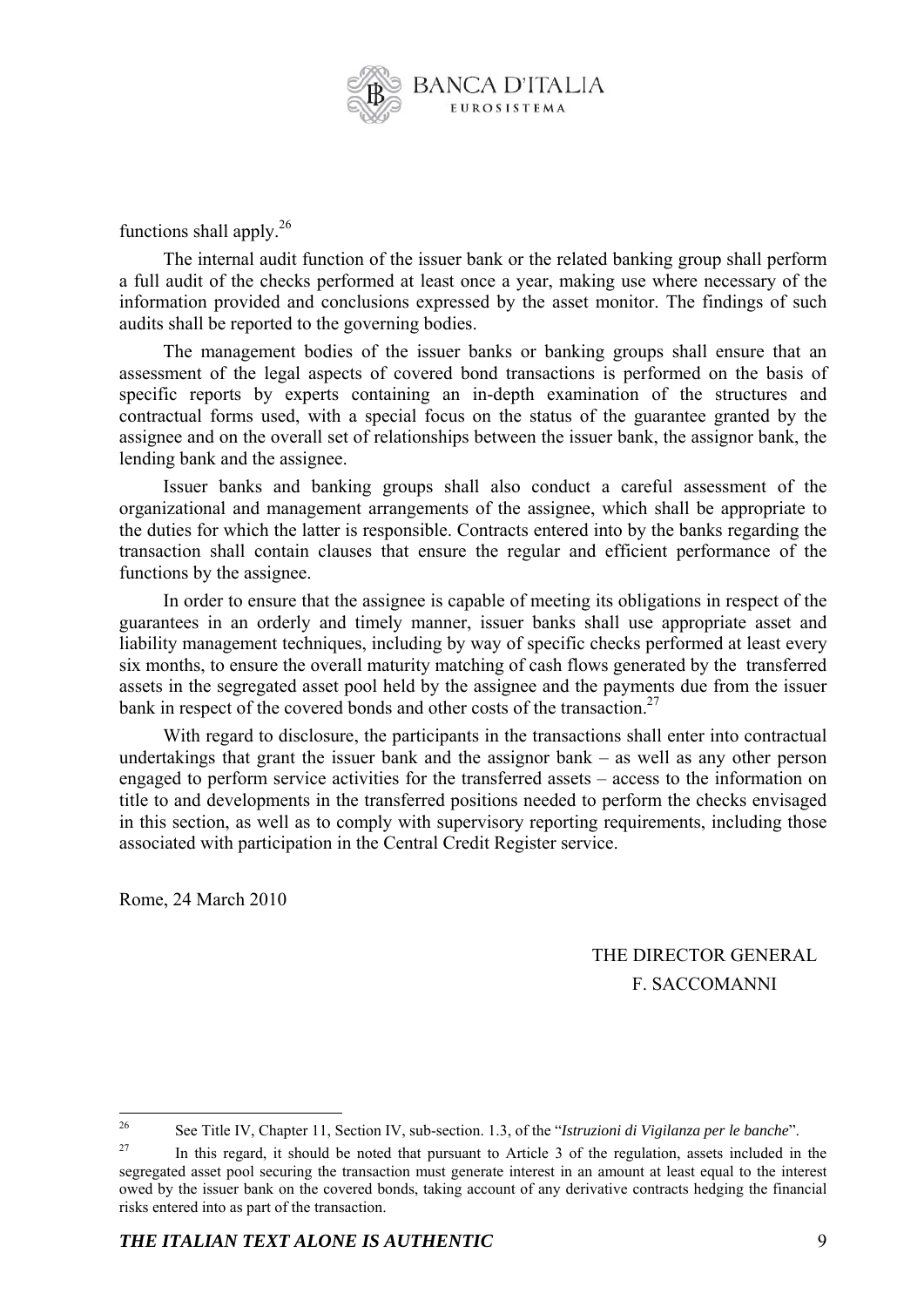functions shall apply.[26]

The internal audit function of the issuer bank or the related banking group shall perform a full audit of the checks performed at least once a year, making use where necessary of the information provided and conclusions expressed by the asset monitor. The findings of such audits shall be reported to the governing bodies.

The management bodies of the issuer banks or banking groups shall ensure that an assessment of the legal aspects of covered bond transactions is performed on the basis of specific reports by experts containing an in-depth examination of the structures and contractual forms used, with a special focus on the status of the guarantee granted by the assignee and on the overall set of relationships between the issuer bank, the assignor bank, the lending bank and the assignee.

Issuer banks and banking groups shall also conduct a careful assessment of the organizational and management arrangements of the assignee, which shall be appropriate to the duties for which the latter is responsible. Contracts entered into by the banks regarding the transaction shall contain clauses that ensure the regular and efficient performance of the functions by the assignee.

In order to ensure that the assignee is capable of meeting its obligations in respect of the guarantees in an orderly and timely manner, issuer banks shall use appropriate asset and liability management techniques, including by way of specific checks performed at least every six months, to ensure the overall maturity matching of cash flows generated by the transferred assets in the segregated asset pool held by the assignee and the payments due from the issuer bank in respect of the covered bonds and other costs of the transaction.[27]

With regard to disclosure, the participants in the transactions shall enter into contractual undertakings that grant the issuer bank and the assignor bank – as well as any other person engaged to perform service activities for the transferred assets – access to the information on title to and developments in the transferred positions needed to perform the checks envisaged in this section, as well as to comply with supervisory reporting requirements, including those associated with participation in the Central Credit Register service.

Rome, 24 March 2010

THE DIRECTOR GENERAL
F. SACCOMANNI

---

[26] See Title IV, Chapter 11, Section IV, sub-section. 1.3, of the "*Istruzioni di Vigilanza per le banche*".

[27] In this regard, it should be noted that pursuant to Article 3 of the regulation, assets included in the segregated asset pool securing the transaction must generate interest in an amount at least equal to the interest owed by the issuer bank on the covered bonds, taking account of any derivative contracts hedging the financial risks entered into as part of the transaction.

***THE ITALIAN TEXT ALONE IS AUTHENTIC***